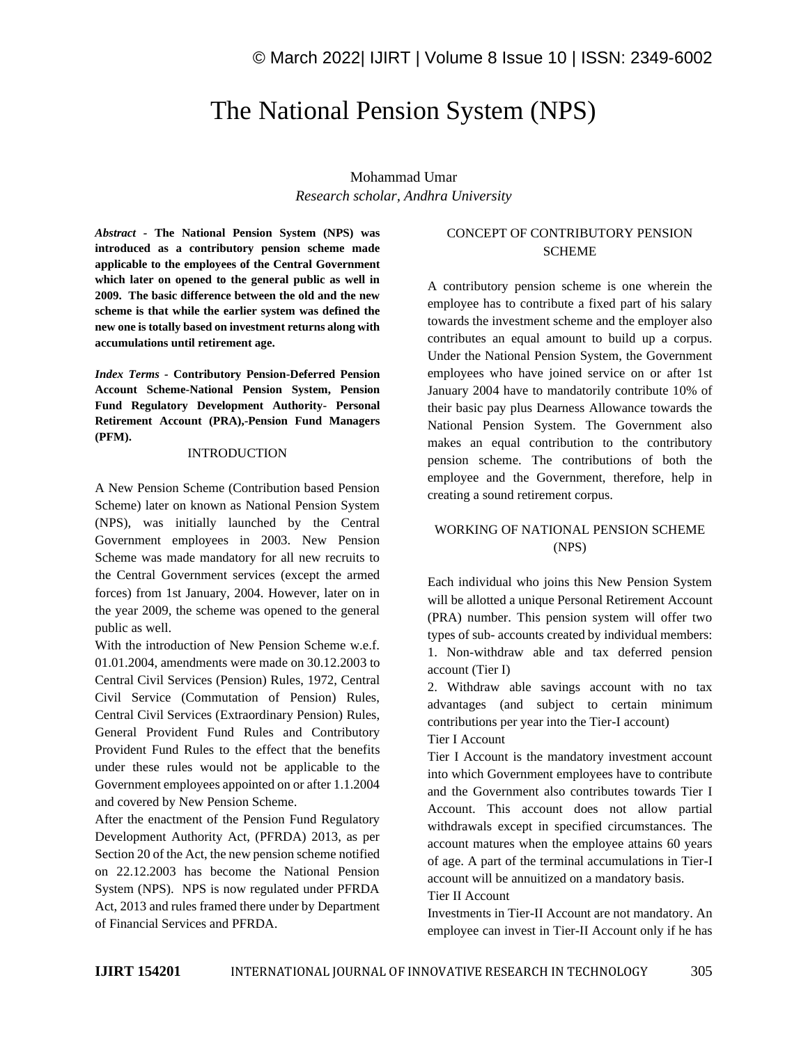# The National Pension System (NPS)

Mohammad Umar

*Research scholar, Andhra University*

***Abstract* - The National Pension System (NPS) was introduced as a contributory pension scheme made applicable to the employees of the Central Government which later on opened to the general public as well in 2009. The basic difference between the old and the new scheme is that while the earlier system was defined the new one is totally based on investment returns along with accumulations until retirement age.**

***Index Terms* - Contributory Pension-Deferred Pension Account Scheme-National Pension System, Pension Fund Regulatory Development Authority- Personal Retirement Account (PRA),-Pension Fund Managers (PFM).**

## INTRODUCTION

A New Pension Scheme (Contribution based Pension Scheme) later on known as National Pension System (NPS), was initially launched by the Central Government employees in 2003. New Pension Scheme was made mandatory for all new recruits to the Central Government services (except the armed forces) from 1st January, 2004. However, later on in the year 2009, the scheme was opened to the general public as well.

With the introduction of New Pension Scheme w.e.f. 01.01.2004, amendments were made on 30.12.2003 to Central Civil Services (Pension) Rules, 1972, Central Civil Service (Commutation of Pension) Rules, Central Civil Services (Extraordinary Pension) Rules, General Provident Fund Rules and Contributory Provident Fund Rules to the effect that the benefits under these rules would not be applicable to the Government employees appointed on or after 1.1.2004 and covered by New Pension Scheme.

After the enactment of the Pension Fund Regulatory Development Authority Act, (PFRDA) 2013, as per Section 20 of the Act, the new pension scheme notified on 22.12.2003 has become the National Pension System (NPS). NPS is now regulated under PFRDA Act, 2013 and rules framed there under by Department of Financial Services and PFRDA.

## CONCEPT OF CONTRIBUTORY PENSION SCHEME

A contributory pension scheme is one wherein the employee has to contribute a fixed part of his salary towards the investment scheme and the employer also contributes an equal amount to build up a corpus. Under the National Pension System, the Government employees who have joined service on or after 1st January 2004 have to mandatorily contribute 10% of their basic pay plus Dearness Allowance towards the National Pension System. The Government also makes an equal contribution to the contributory pension scheme. The contributions of both the employee and the Government, therefore, help in creating a sound retirement corpus.

## WORKING OF NATIONAL PENSION SCHEME (NPS)

Each individual who joins this New Pension System will be allotted a unique Personal Retirement Account (PRA) number. This pension system will offer two types of sub- accounts created by individual members:

1. Non-withdraw able and tax deferred pension account (Tier I)
2. Withdraw able savings account with no tax advantages (and subject to certain minimum contributions per year into the Tier-I account)

Tier I Account

Tier I Account is the mandatory investment account into which Government employees have to contribute and the Government also contributes towards Tier I Account. This account does not allow partial withdrawals except in specified circumstances. The account matures when the employee attains 60 years of age. A part of the terminal accumulations in Tier-I account will be annuitized on a mandatory basis.

Tier II Account

Investments in Tier-II Account are not mandatory. An employee can invest in Tier-II Account only if he has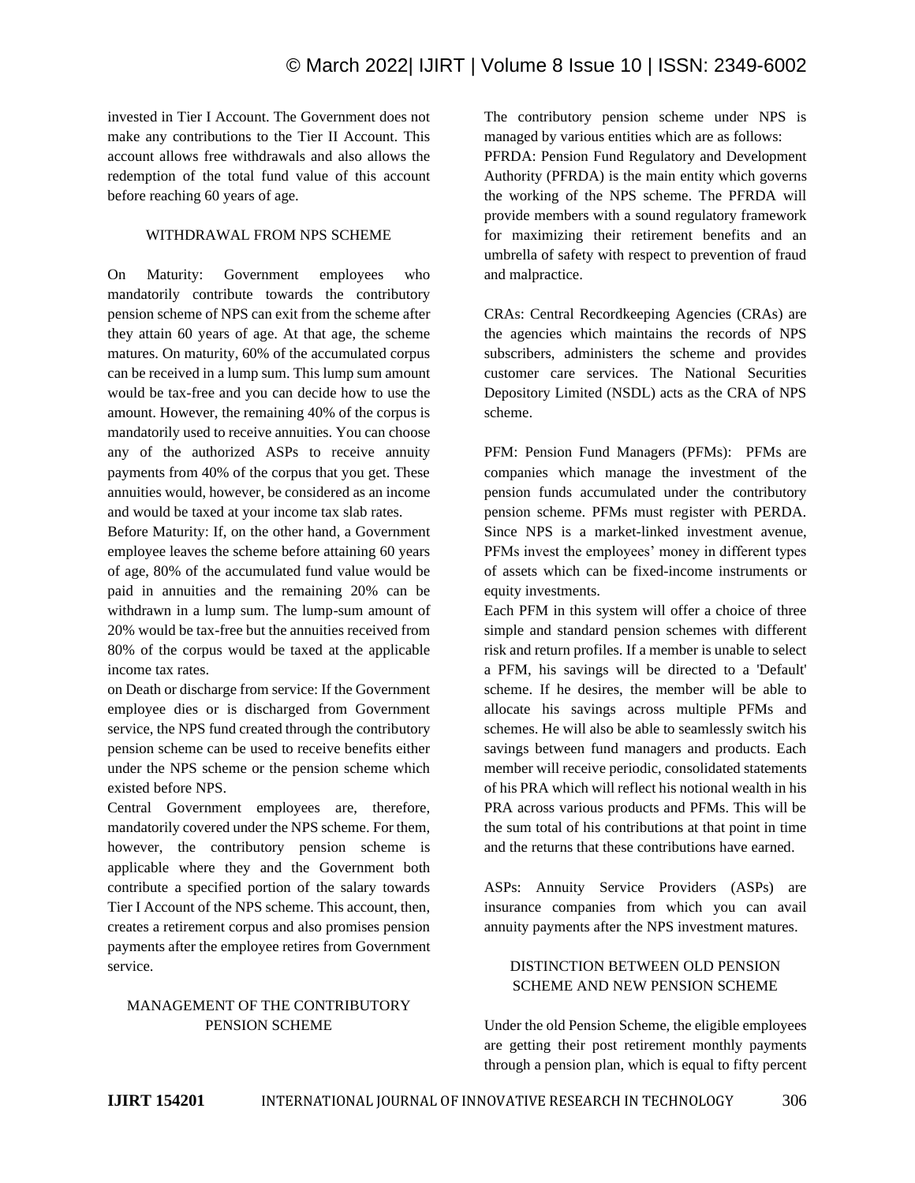invested in Tier I Account. The Government does not make any contributions to the Tier II Account. This account allows free withdrawals and also allows the redemption of the total fund value of this account before reaching 60 years of age.

## WITHDRAWAL FROM NPS SCHEME

On Maturity: Government employees who mandatorily contribute towards the contributory pension scheme of NPS can exit from the scheme after they attain 60 years of age. At that age, the scheme matures. On maturity, 60% of the accumulated corpus can be received in a lump sum. This lump sum amount would be tax-free and you can decide how to use the amount. However, the remaining 40% of the corpus is mandatorily used to receive annuities. You can choose any of the authorized ASPs to receive annuity payments from 40% of the corpus that you get. These annuities would, however, be considered as an income and would be taxed at your income tax slab rates.

Before Maturity: If, on the other hand, a Government employee leaves the scheme before attaining 60 years of age, 80% of the accumulated fund value would be paid in annuities and the remaining 20% can be withdrawn in a lump sum. The lump-sum amount of 20% would be tax-free but the annuities received from 80% of the corpus would be taxed at the applicable income tax rates.

on Death or discharge from service: If the Government employee dies or is discharged from Government service, the NPS fund created through the contributory pension scheme can be used to receive benefits either under the NPS scheme or the pension scheme which existed before NPS.

Central Government employees are, therefore, mandatorily covered under the NPS scheme. For them, however, the contributory pension scheme is applicable where they and the Government both contribute a specified portion of the salary towards Tier I Account of the NPS scheme. This account, then, creates a retirement corpus and also promises pension payments after the employee retires from Government service.

## MANAGEMENT OF THE CONTRIBUTORY PENSION SCHEME

The contributory pension scheme under NPS is managed by various entities which are as follows:

PFRDA: Pension Fund Regulatory and Development Authority (PFRDA) is the main entity which governs the working of the NPS scheme. The PFRDA will provide members with a sound regulatory framework for maximizing their retirement benefits and an umbrella of safety with respect to prevention of fraud and malpractice.

CRAs: Central Recordkeeping Agencies (CRAs) are the agencies which maintains the records of NPS subscribers, administers the scheme and provides customer care services. The National Securities Depository Limited (NSDL) acts as the CRA of NPS scheme.

PFM: Pension Fund Managers (PFMs): PFMs are companies which manage the investment of the pension funds accumulated under the contributory pension scheme. PFMs must register with PERDA. Since NPS is a market-linked investment avenue, PFMs invest the employees' money in different types of assets which can be fixed-income instruments or equity investments.

Each PFM in this system will offer a choice of three simple and standard pension schemes with different risk and return profiles. If a member is unable to select a PFM, his savings will be directed to a 'Default' scheme. If he desires, the member will be able to allocate his savings across multiple PFMs and schemes. He will also be able to seamlessly switch his savings between fund managers and products. Each member will receive periodic, consolidated statements of his PRA which will reflect his notional wealth in his PRA across various products and PFMs. This will be the sum total of his contributions at that point in time and the returns that these contributions have earned.

ASPs: Annuity Service Providers (ASPs) are insurance companies from which you can avail annuity payments after the NPS investment matures.

## DISTINCTION BETWEEN OLD PENSION SCHEME AND NEW PENSION SCHEME

Under the old Pension Scheme, the eligible employees are getting their post retirement monthly payments through a pension plan, which is equal to fifty percent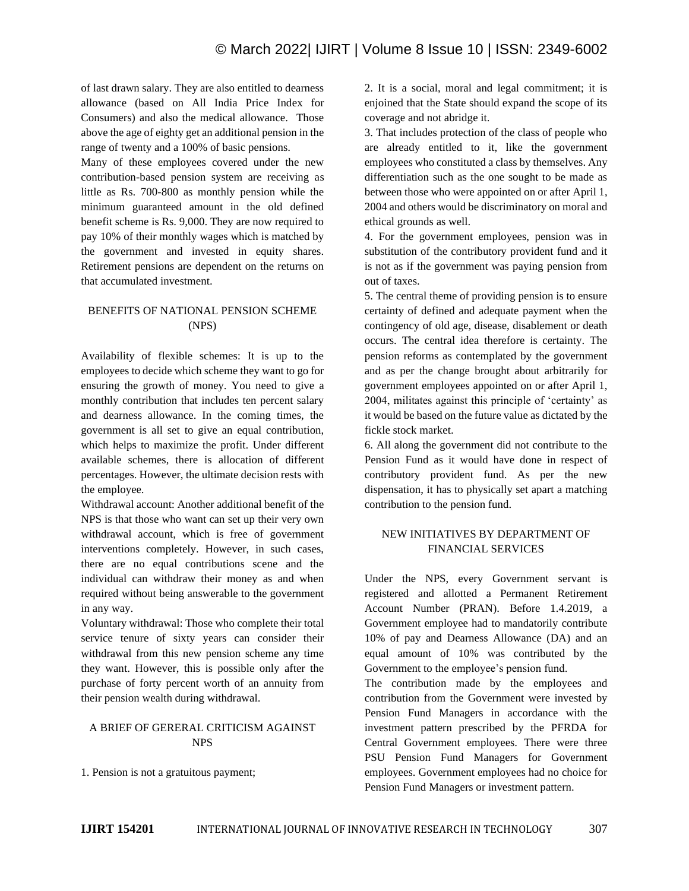of last drawn salary. They are also entitled to dearness allowance (based on All India Price Index for Consumers) and also the medical allowance. Those above the age of eighty get an additional pension in the range of twenty and a 100% of basic pensions.

Many of these employees covered under the new contribution-based pension system are receiving as little as Rs. 700-800 as monthly pension while the minimum guaranteed amount in the old defined benefit scheme is Rs. 9,000. They are now required to pay 10% of their monthly wages which is matched by the government and invested in equity shares. Retirement pensions are dependent on the returns on that accumulated investment.

## BENEFITS OF NATIONAL PENSION SCHEME (NPS)

Availability of flexible schemes: It is up to the employees to decide which scheme they want to go for ensuring the growth of money. You need to give a monthly contribution that includes ten percent salary and dearness allowance. In the coming times, the government is all set to give an equal contribution, which helps to maximize the profit. Under different available schemes, there is allocation of different percentages. However, the ultimate decision rests with the employee.

Withdrawal account: Another additional benefit of the NPS is that those who want can set up their very own withdrawal account, which is free of government interventions completely. However, in such cases, there are no equal contributions scene and the individual can withdraw their money as and when required without being answerable to the government in any way.

Voluntary withdrawal: Those who complete their total service tenure of sixty years can consider their withdrawal from this new pension scheme any time they want. However, this is possible only after the purchase of forty percent worth of an annuity from their pension wealth during withdrawal.

## A BRIEF OF GERERAL CRITICISM AGAINST NPS

1. Pension is not a gratuitous payment;
2. It is a social, moral and legal commitment; it is enjoined that the State should expand the scope of its coverage and not abridge it.
3. That includes protection of the class of people who are already entitled to it, like the government employees who constituted a class by themselves. Any differentiation such as the one sought to be made as between those who were appointed on or after April 1, 2004 and others would be discriminatory on moral and ethical grounds as well.
4. For the government employees, pension was in substitution of the contributory provident fund and it is not as if the government was paying pension from out of taxes.
5. The central theme of providing pension is to ensure certainty of defined and adequate payment when the contingency of old age, disease, disablement or death occurs. The central idea therefore is certainty. The pension reforms as contemplated by the government and as per the change brought about arbitrarily for government employees appointed on or after April 1, 2004, militates against this principle of 'certainty' as it would be based on the future value as dictated by the fickle stock market.
6. All along the government did not contribute to the Pension Fund as it would have done in respect of contributory provident fund. As per the new dispensation, it has to physically set apart a matching contribution to the pension fund.

## NEW INITIATIVES BY DEPARTMENT OF FINANCIAL SERVICES

Under the NPS, every Government servant is registered and allotted a Permanent Retirement Account Number (PRAN). Before 1.4.2019, a Government employee had to mandatorily contribute 10% of pay and Dearness Allowance (DA) and an equal amount of 10% was contributed by the Government to the employee's pension fund.

The contribution made by the employees and contribution from the Government were invested by Pension Fund Managers in accordance with the investment pattern prescribed by the PFRDA for Central Government employees. There were three PSU Pension Fund Managers for Government employees. Government employees had no choice for Pension Fund Managers or investment pattern.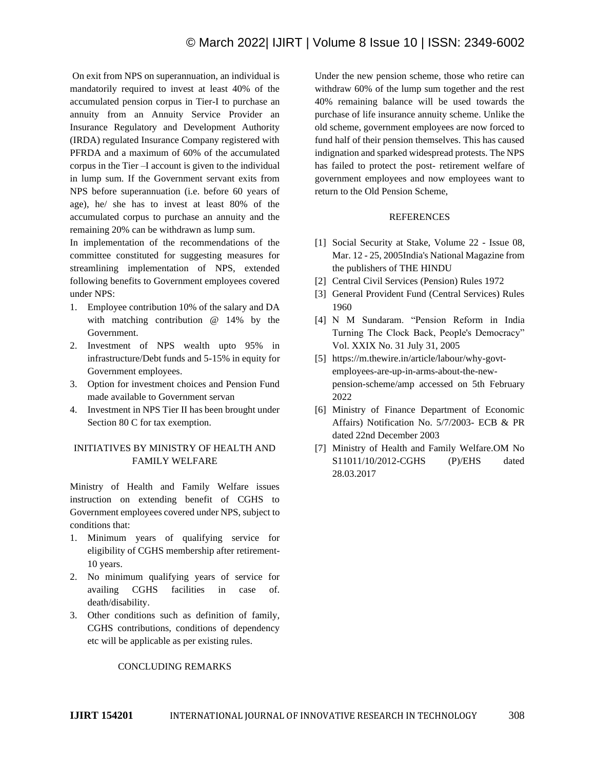On exit from NPS on superannuation, an individual is mandatorily required to invest at least 40% of the accumulated pension corpus in Tier-I to purchase an annuity from an Annuity Service Provider an Insurance Regulatory and Development Authority (IRDA) regulated Insurance Company registered with PFRDA and a maximum of 60% of the accumulated corpus in the Tier –I account is given to the individual in lump sum. If the Government servant exits from NPS before superannuation (i.e. before 60 years of age), he/ she has to invest at least 80% of the accumulated corpus to purchase an annuity and the remaining 20% can be withdrawn as lump sum.

In implementation of the recommendations of the committee constituted for suggesting measures for streamlining implementation of NPS, extended following benefits to Government employees covered under NPS:

1. Employee contribution 10% of the salary and DA with matching contribution @ 14% by the Government.
2. Investment of NPS wealth upto 95% in infrastructure/Debt funds and 5-15% in equity for Government employees.
3. Option for investment choices and Pension Fund made available to Government servan
4. Investment in NPS Tier II has been brought under Section 80 C for tax exemption.

## INITIATIVES BY MINISTRY OF HEALTH AND FAMILY WELFARE

Ministry of Health and Family Welfare issues instruction on extending benefit of CGHS to Government employees covered under NPS, subject to conditions that:

1. Minimum years of qualifying service for eligibility of CGHS membership after retirement- 10 years.
2. No minimum qualifying years of service for availing CGHS facilities in case of. death/disability.
3. Other conditions such as definition of family, CGHS contributions, conditions of dependency etc will be applicable as per existing rules.

## CONCLUDING REMARKS

Under the new pension scheme, those who retire can withdraw 60% of the lump sum together and the rest 40% remaining balance will be used towards the purchase of life insurance annuity scheme. Unlike the old scheme, government employees are now forced to fund half of their pension themselves. This has caused indignation and sparked widespread protests. The NPS has failed to protect the post- retirement welfare of government employees and now employees want to return to the Old Pension Scheme,

## REFERENCES

[1] Social Security at Stake, Volume 22 - Issue 08, Mar. 12 - 25, 2005India's National Magazine from the publishers of THE HINDU

[2] Central Civil Services (Pension) Rules 1972

[3] General Provident Fund (Central Services) Rules 1960

[4] N M Sundaram. “Pension Reform in India Turning The Clock Back, People's Democracy” Vol. XXIX No. 31 July 31, 2005

[5] https://m.thewire.in/article/labour/why-govt-employees-are-up-in-arms-about-the-new-pension-scheme/amp accessed on 5th February 2022

[6] Ministry of Finance Department of Economic Affairs) Notification No. 5/7/2003- ECB & PR dated 22nd December 2003

[7] Ministry of Health and Family Welfare.OM No S11011/10/2012-CGHS (P)/EHS dated 28.03.2017